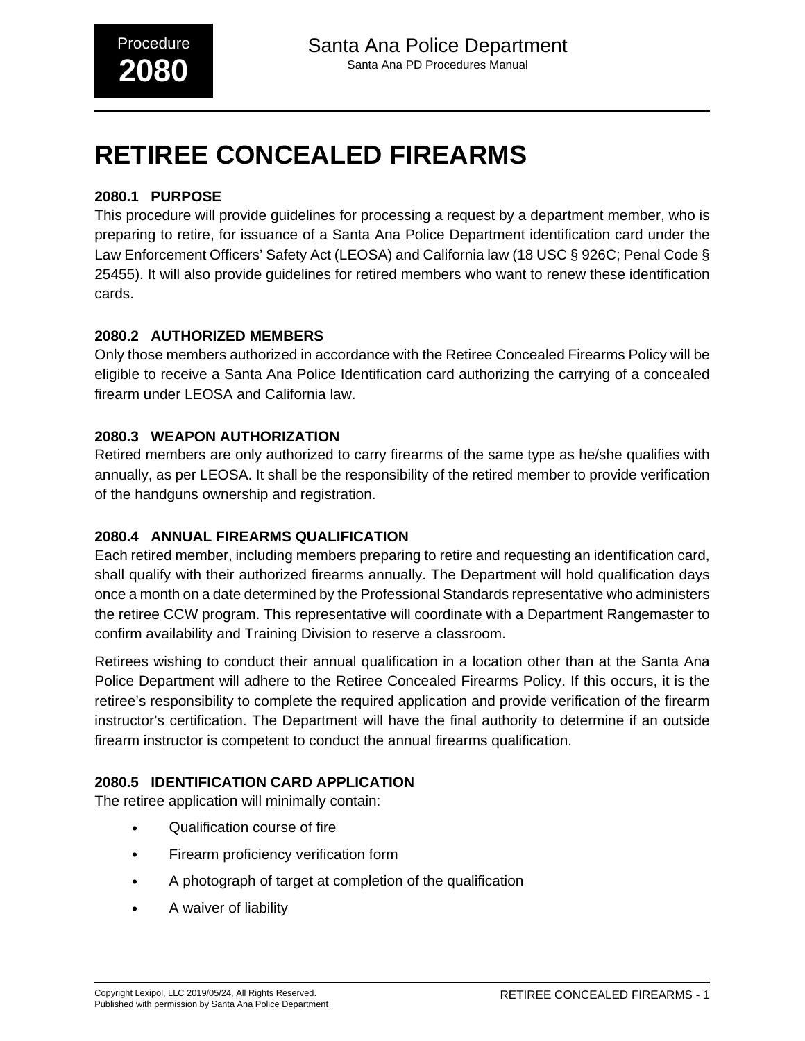# RETIREE CONCEALED FIREARMS

### 2080.1 PURPOSE

This procedure will provide guidelines for processing a request by a department member, who is preparing to retire, for issuance of a Santa Ana Police Department identification card under the Law Enforcement Officers' Safety Act (LEOSA) and California law (18 USC § 926C; Penal Code § 25455). It will also provide guidelines for retired members who want to renew these identification cards.

### 2080.2 AUTHORIZED MEMBERS

Only those members authorized in accordance with the Retiree Concealed Firearms Policy will be eligible to receive a Santa Ana Police Identification card authorizing the carrying of a concealed firearm under LEOSA and California law.

### 2080.3 WEAPON AUTHORIZATION

Retired members are only authorized to carry firearms of the same type as he/she qualifies with annually, as per LEOSA. It shall be the responsibility of the retired member to provide verification of the handguns ownership and registration.

### 2080.4 ANNUAL FIREARMS QUALIFICATION

Each retired member, including members preparing to retire and requesting an identification card, shall qualify with their authorized firearms annually. The Department will hold qualification days once a month on a date determined by the Professional Standards representative who administers the retiree CCW program. This representative will coordinate with a Department Rangemaster to confirm availability and Training Division to reserve a classroom.

Retirees wishing to conduct their annual qualification in a location other than at the Santa Ana Police Department will adhere to the Retiree Concealed Firearms Policy. If this occurs, it is the retiree's responsibility to complete the required application and provide verification of the firearm instructor's certification. The Department will have the final authority to determine if an outside firearm instructor is competent to conduct the annual firearms qualification.

### 2080.5 IDENTIFICATION CARD APPLICATION

The retiree application will minimally contain:

- Qualification course of fire
- Firearm proficiency verification form
- A photograph of target at completion of the qualification
- A waiver of liability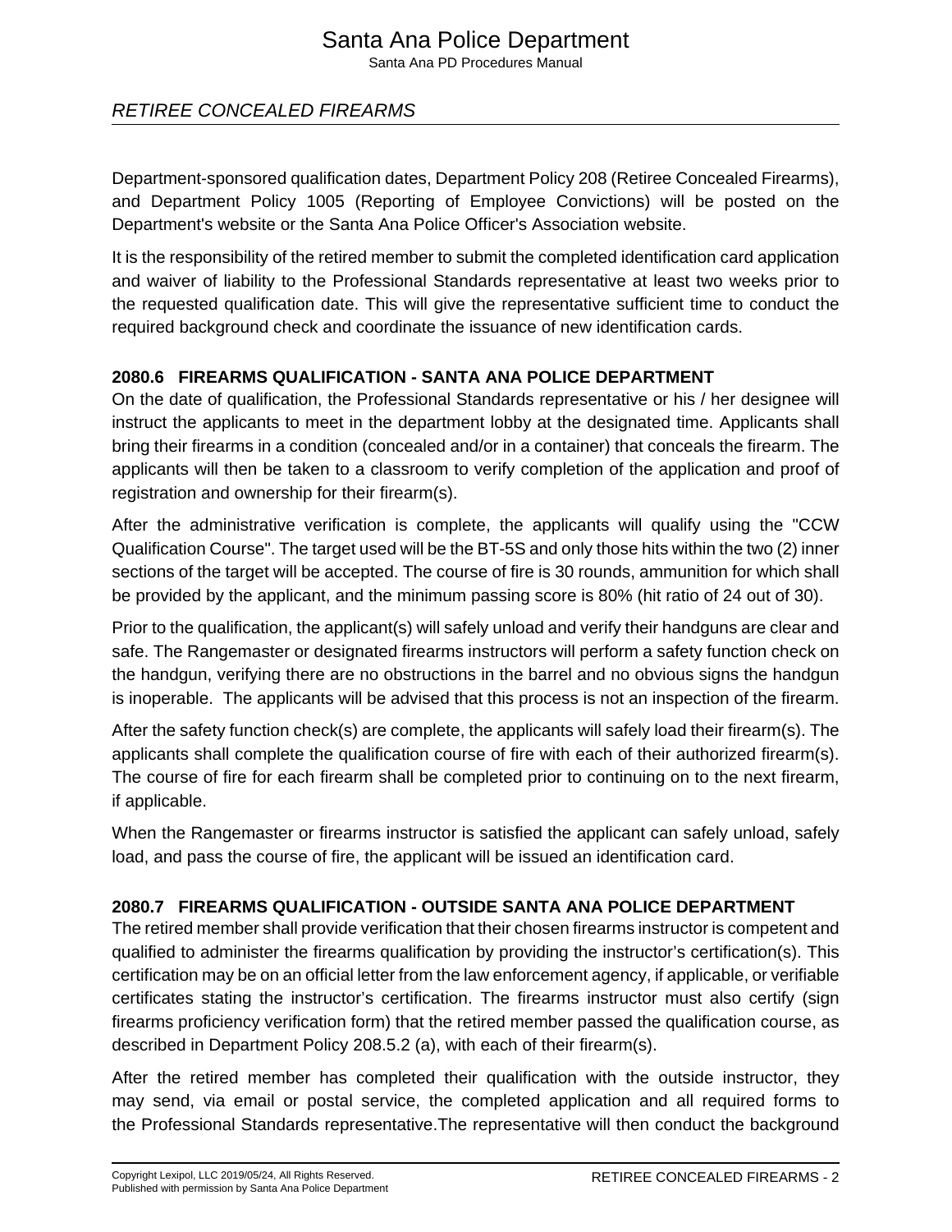Department-sponsored qualification dates, Department Policy 208 (Retiree Concealed Firearms), and Department Policy 1005 (Reporting of Employee Convictions) will be posted on the Department's website or the Santa Ana Police Officer's Association website.

It is the responsibility of the retired member to submit the completed identification card application and waiver of liability to the Professional Standards representative at least two weeks prior to the requested qualification date. This will give the representative sufficient time to conduct the required background check and coordinate the issuance of new identification cards.

### 2080.6 FIREARMS QUALIFICATION - SANTA ANA POLICE DEPARTMENT

On the date of qualification, the Professional Standards representative or his / her designee will instruct the applicants to meet in the department lobby at the designated time. Applicants shall bring their firearms in a condition (concealed and/or in a container) that conceals the firearm. The applicants will then be taken to a classroom to verify completion of the application and proof of registration and ownership for their firearm(s).

After the administrative verification is complete, the applicants will qualify using the "CCW Qualification Course". The target used will be the BT-5S and only those hits within the two (2) inner sections of the target will be accepted. The course of fire is 30 rounds, ammunition for which shall be provided by the applicant, and the minimum passing score is 80% (hit ratio of 24 out of 30).

Prior to the qualification, the applicant(s) will safely unload and verify their handguns are clear and safe. The Rangemaster or designated firearms instructors will perform a safety function check on the handgun, verifying there are no obstructions in the barrel and no obvious signs the handgun is inoperable. The applicants will be advised that this process is not an inspection of the firearm.

After the safety function check(s) are complete, the applicants will safely load their firearm(s). The applicants shall complete the qualification course of fire with each of their authorized firearm(s). The course of fire for each firearm shall be completed prior to continuing on to the next firearm, if applicable.

When the Rangemaster or firearms instructor is satisfied the applicant can safely unload, safely load, and pass the course of fire, the applicant will be issued an identification card.

### 2080.7 FIREARMS QUALIFICATION - OUTSIDE SANTA ANA POLICE DEPARTMENT

The retired member shall provide verification that their chosen firearms instructor is competent and qualified to administer the firearms qualification by providing the instructor's certification(s). This certification may be on an official letter from the law enforcement agency, if applicable, or verifiable certificates stating the instructor's certification. The firearms instructor must also certify (sign firearms proficiency verification form) that the retired member passed the qualification course, as described in Department Policy 208.5.2 (a), with each of their firearm(s).

After the retired member has completed their qualification with the outside instructor, they may send, via email or postal service, the completed application and all required forms to the Professional Standards representative.The representative will then conduct the background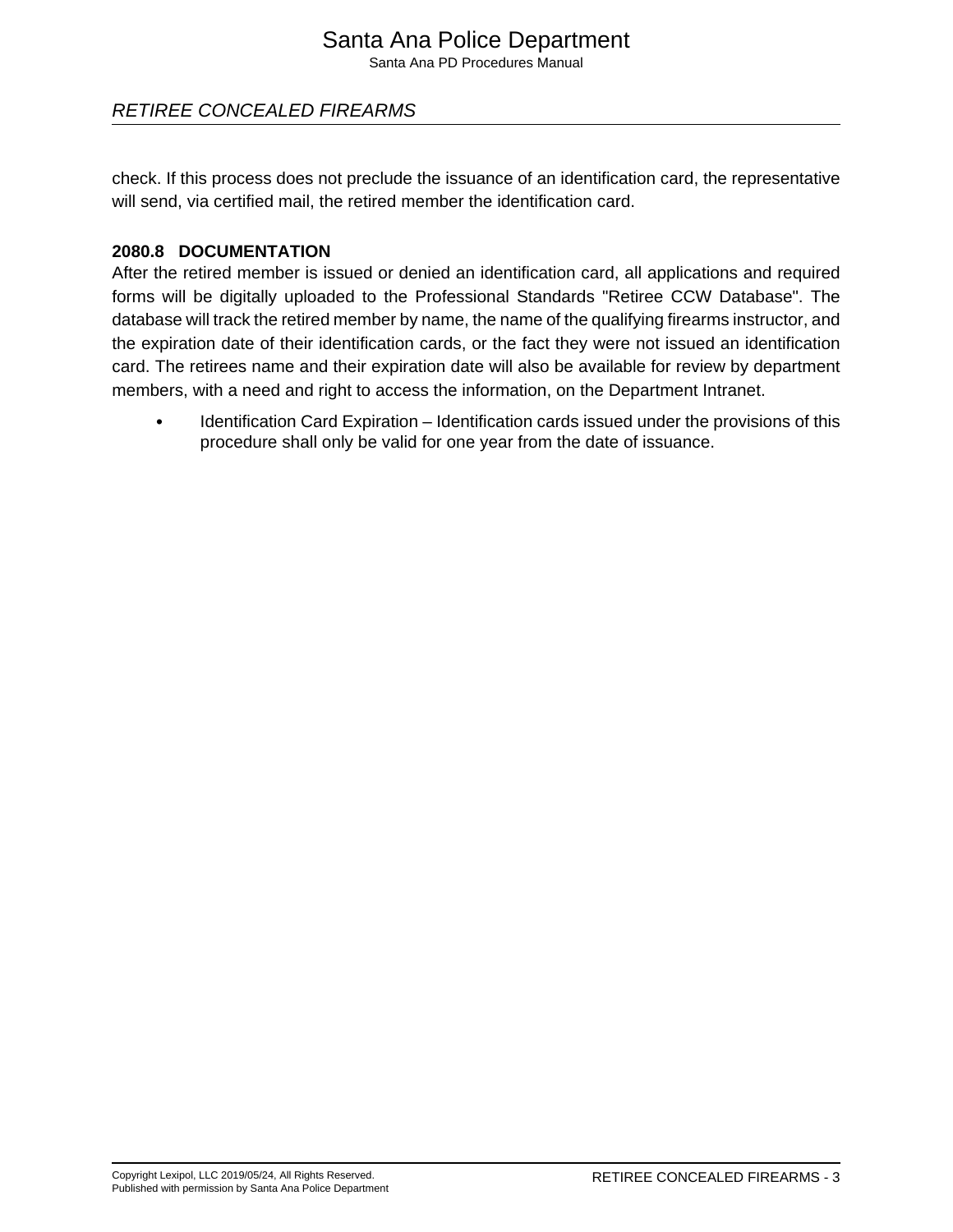check. If this process does not preclude the issuance of an identification card, the representative will send, via certified mail, the retired member the identification card.

### 2080.8 DOCUMENTATION

After the retired member is issued or denied an identification card, all applications and required forms will be digitally uploaded to the Professional Standards "Retiree CCW Database". The database will track the retired member by name, the name of the qualifying firearms instructor, and the expiration date of their identification cards, or the fact they were not issued an identification card. The retirees name and their expiration date will also be available for review by department members, with a need and right to access the information, on the Department Intranet.

- Identification Card Expiration – Identification cards issued under the provisions of this procedure shall only be valid for one year from the date of issuance.